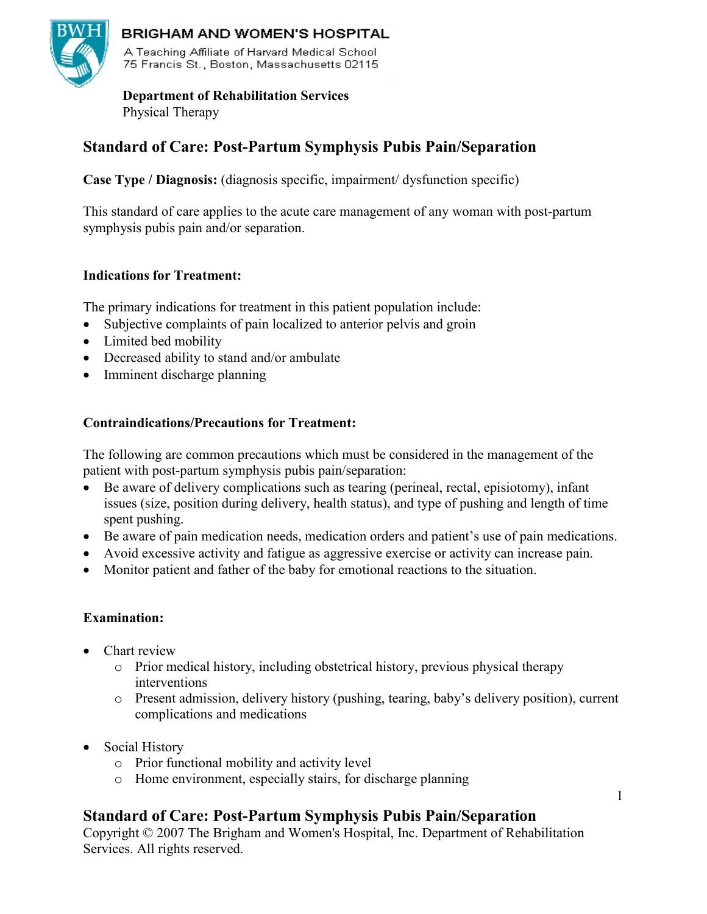**BRIGHAM AND WOMEN'S HOSPITAL**
A Teaching Affiliate of Harvard Medical School
75 Francis St., Boston, Massachusetts 02115

**Department of Rehabilitation Services**
Physical Therapy

# Standard of Care: Post-Partum Symphysis Pubis Pain/Separation

**Case Type / Diagnosis:** (diagnosis specific, impairment/ dysfunction specific)

This standard of care applies to the acute care management of any woman with post-partum symphysis pubis pain and/or separation.

**Indications for Treatment:**

The primary indications for treatment in this patient population include:

- Subjective complaints of pain localized to anterior pelvis and groin
- Limited bed mobility
- Decreased ability to stand and/or ambulate
- Imminent discharge planning

**Contraindications/Precautions for Treatment:**

The following are common precautions which must be considered in the management of the patient with post-partum symphysis pubis pain/separation:

- Be aware of delivery complications such as tearing (perineal, rectal, episiotomy), infant issues (size, position during delivery, health status), and type of pushing and length of time spent pushing.
- Be aware of pain medication needs, medication orders and patient's use of pain medications.
- Avoid excessive activity and fatigue as aggressive exercise or activity can increase pain.
- Monitor patient and father of the baby for emotional reactions to the situation.

**Examination:**

- Chart review
  - Prior medical history, including obstetrical history, previous physical therapy interventions
  - Present admission, delivery history (pushing, tearing, baby's delivery position), current complications and medications
- Social History
  - Prior functional mobility and activity level
  - Home environment, especially stairs, for discharge planning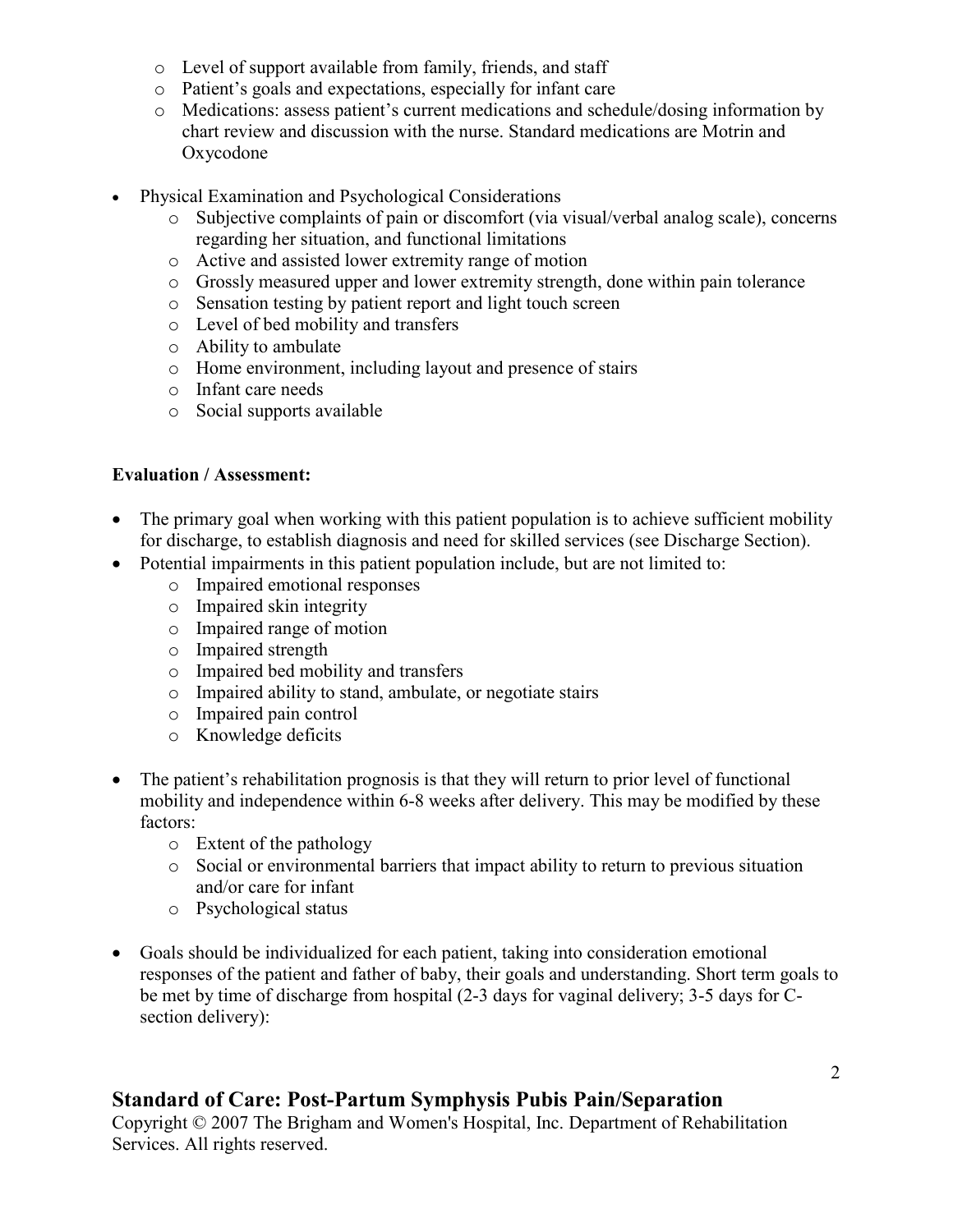- Level of support available from family, friends, and staff
- Patient's goals and expectations, especially for infant care
- Medications: assess patient's current medications and schedule/dosing information by chart review and discussion with the nurse. Standard medications are Motrin and Oxycodone

- Physical Examination and Psychological Considerations
  - Subjective complaints of pain or discomfort (via visual/verbal analog scale), concerns regarding her situation, and functional limitations
  - Active and assisted lower extremity range of motion
  - Grossly measured upper and lower extremity strength, done within pain tolerance
  - Sensation testing by patient report and light touch screen
  - Level of bed mobility and transfers
  - Ability to ambulate
  - Home environment, including layout and presence of stairs
  - Infant care needs
  - Social supports available

**Evaluation / Assessment:**

- The primary goal when working with this patient population is to achieve sufficient mobility for discharge, to establish diagnosis and need for skilled services (see Discharge Section).
- Potential impairments in this patient population include, but are not limited to:
  - Impaired emotional responses
  - Impaired skin integrity
  - Impaired range of motion
  - Impaired strength
  - Impaired bed mobility and transfers
  - Impaired ability to stand, ambulate, or negotiate stairs
  - Impaired pain control
  - Knowledge deficits

- The patient's rehabilitation prognosis is that they will return to prior level of functional mobility and independence within 6-8 weeks after delivery. This may be modified by these factors:
  - Extent of the pathology
  - Social or environmental barriers that impact ability to return to previous situation and/or care for infant
  - Psychological status

- Goals should be individualized for each patient, taking into consideration emotional responses of the patient and father of baby, their goals and understanding. Short term goals to be met by time of discharge from hospital (2-3 days for vaginal delivery; 3-5 days for C-section delivery):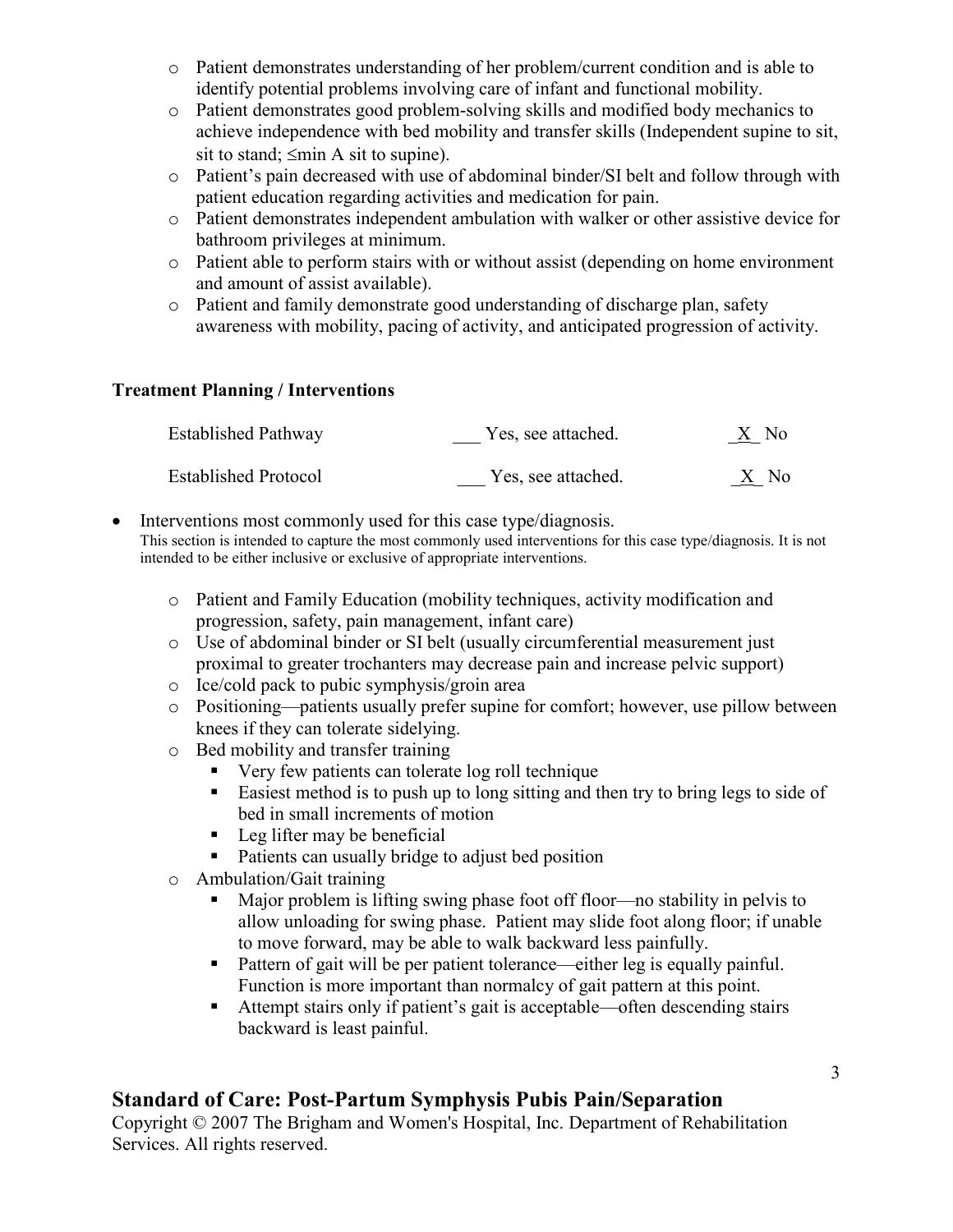- Patient demonstrates understanding of her problem/current condition and is able to identify potential problems involving care of infant and functional mobility.
- Patient demonstrates good problem-solving skills and modified body mechanics to achieve independence with bed mobility and transfer skills (Independent supine to sit, sit to stand; ≤min A sit to supine).
- Patient's pain decreased with use of abdominal binder/SI belt and follow through with patient education regarding activities and medication for pain.
- Patient demonstrates independent ambulation with walker or other assistive device for bathroom privileges at minimum.
- Patient able to perform stairs with or without assist (depending on home environment and amount of assist available).
- Patient and family demonstrate good understanding of discharge plan, safety awareness with mobility, pacing of activity, and anticipated progression of activity.

**Treatment Planning / Interventions**

| | | |
|---|---|---|
| Established Pathway | ___ Yes, see attached. | _X_ No |
| Established Protocol | ___ Yes, see attached. | _X_ No |

- Interventions most commonly used for this case type/diagnosis.
  This section is intended to capture the most commonly used interventions for this case type/diagnosis. It is not intended to be either inclusive or exclusive of appropriate interventions.
  - Patient and Family Education (mobility techniques, activity modification and progression, safety, pain management, infant care)
  - Use of abdominal binder or SI belt (usually circumferential measurement just proximal to greater trochanters may decrease pain and increase pelvic support)
  - Ice/cold pack to pubic symphysis/groin area
  - Positioning—patients usually prefer supine for comfort; however, use pillow between knees if they can tolerate sidelying.
  - Bed mobility and transfer training
    - Very few patients can tolerate log roll technique
    - Easiest method is to push up to long sitting and then try to bring legs to side of bed in small increments of motion
    - Leg lifter may be beneficial
    - Patients can usually bridge to adjust bed position
  - Ambulation/Gait training
    - Major problem is lifting swing phase foot off floor—no stability in pelvis to allow unloading for swing phase. Patient may slide foot along floor; if unable to move forward, may be able to walk backward less painfully.
    - Pattern of gait will be per patient tolerance—either leg is equally painful. Function is more important than normalcy of gait pattern at this point.
    - Attempt stairs only if patient's gait is acceptable—often descending stairs backward is least painful.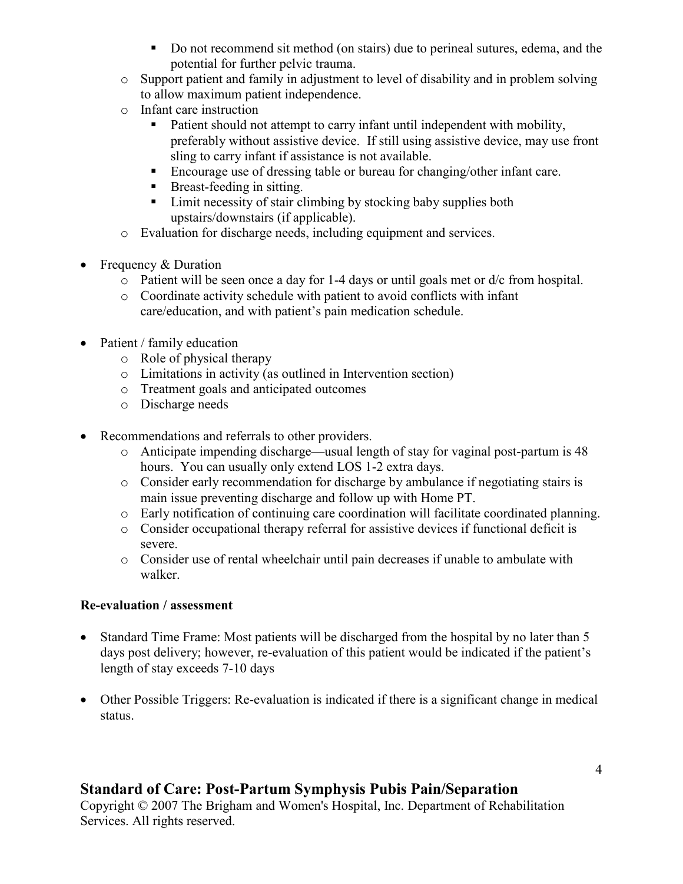- Do not recommend sit method (on stairs) due to perineal sutures, edema, and the potential for further pelvic trauma.
    - Support patient and family in adjustment to level of disability and in problem solving to allow maximum patient independence.
    - Infant care instruction
        - Patient should not attempt to carry infant until independent with mobility, preferably without assistive device. If still using assistive device, may use front sling to carry infant if assistance is not available.
        - Encourage use of dressing table or bureau for changing/other infant care.
        - Breast-feeding in sitting.
        - Limit necessity of stair climbing by stocking baby supplies both upstairs/downstairs (if applicable).
    - Evaluation for discharge needs, including equipment and services.

- Frequency & Duration
    - Patient will be seen once a day for 1-4 days or until goals met or d/c from hospital.
    - Coordinate activity schedule with patient to avoid conflicts with infant care/education, and with patient's pain medication schedule.

- Patient / family education
    - Role of physical therapy
    - Limitations in activity (as outlined in Intervention section)
    - Treatment goals and anticipated outcomes
    - Discharge needs

- Recommendations and referrals to other providers.
    - Anticipate impending discharge—usual length of stay for vaginal post-partum is 48 hours. You can usually only extend LOS 1-2 extra days.
    - Consider early recommendation for discharge by ambulance if negotiating stairs is main issue preventing discharge and follow up with Home PT.
    - Early notification of continuing care coordination will facilitate coordinated planning.
    - Consider occupational therapy referral for assistive devices if functional deficit is severe.
    - Consider use of rental wheelchair until pain decreases if unable to ambulate with walker.

**Re-evaluation / assessment**

- Standard Time Frame: Most patients will be discharged from the hospital by no later than 5 days post delivery; however, re-evaluation of this patient would be indicated if the patient's length of stay exceeds 7-10 days

- Other Possible Triggers: Re-evaluation is indicated if there is a significant change in medical status.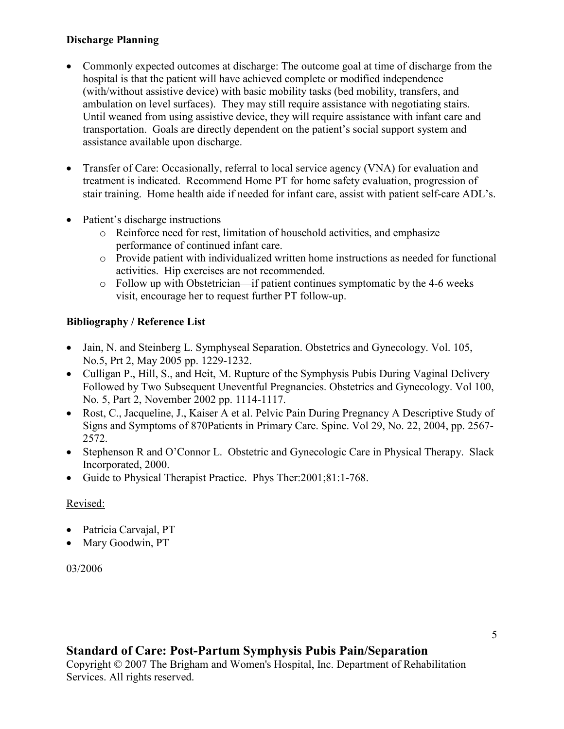**Discharge Planning**

- Commonly expected outcomes at discharge: The outcome goal at time of discharge from the hospital is that the patient will have achieved complete or modified independence (with/without assistive device) with basic mobility tasks (bed mobility, transfers, and ambulation on level surfaces). They may still require assistance with negotiating stairs. Until weaned from using assistive device, they will require assistance with infant care and transportation. Goals are directly dependent on the patient's social support system and assistance available upon discharge.

- Transfer of Care: Occasionally, referral to local service agency (VNA) for evaluation and treatment is indicated. Recommend Home PT for home safety evaluation, progression of stair training. Home health aide if needed for infant care, assist with patient self-care ADL's.

- Patient's discharge instructions
  - Reinforce need for rest, limitation of household activities, and emphasize performance of continued infant care.
  - Provide patient with individualized written home instructions as needed for functional activities. Hip exercises are not recommended.
  - Follow up with Obstetrician—if patient continues symptomatic by the 4-6 weeks visit, encourage her to request further PT follow-up.

**Bibliography / Reference List**

- Jain, N. and Steinberg L. Symphyseal Separation. Obstetrics and Gynecology. Vol. 105, No.5, Prt 2, May 2005 pp. 1229-1232.
- Culligan P., Hill, S., and Heit, M. Rupture of the Symphysis Pubis During Vaginal Delivery Followed by Two Subsequent Uneventful Pregnancies. Obstetrics and Gynecology. Vol 100, No. 5, Part 2, November 2002 pp. 1114-1117.
- Rost, C., Jacqueline, J., Kaiser A et al. Pelvic Pain During Pregnancy A Descriptive Study of Signs and Symptoms of 870Patients in Primary Care. Spine. Vol 29, No. 22, 2004, pp. 2567-2572.
- Stephenson R and O'Connor L. Obstetric and Gynecologic Care in Physical Therapy. Slack Incorporated, 2000.
- Guide to Physical Therapist Practice. Phys Ther:2001;81:1-768.

Revised:

- Patricia Carvajal, PT
- Mary Goodwin, PT

03/2006